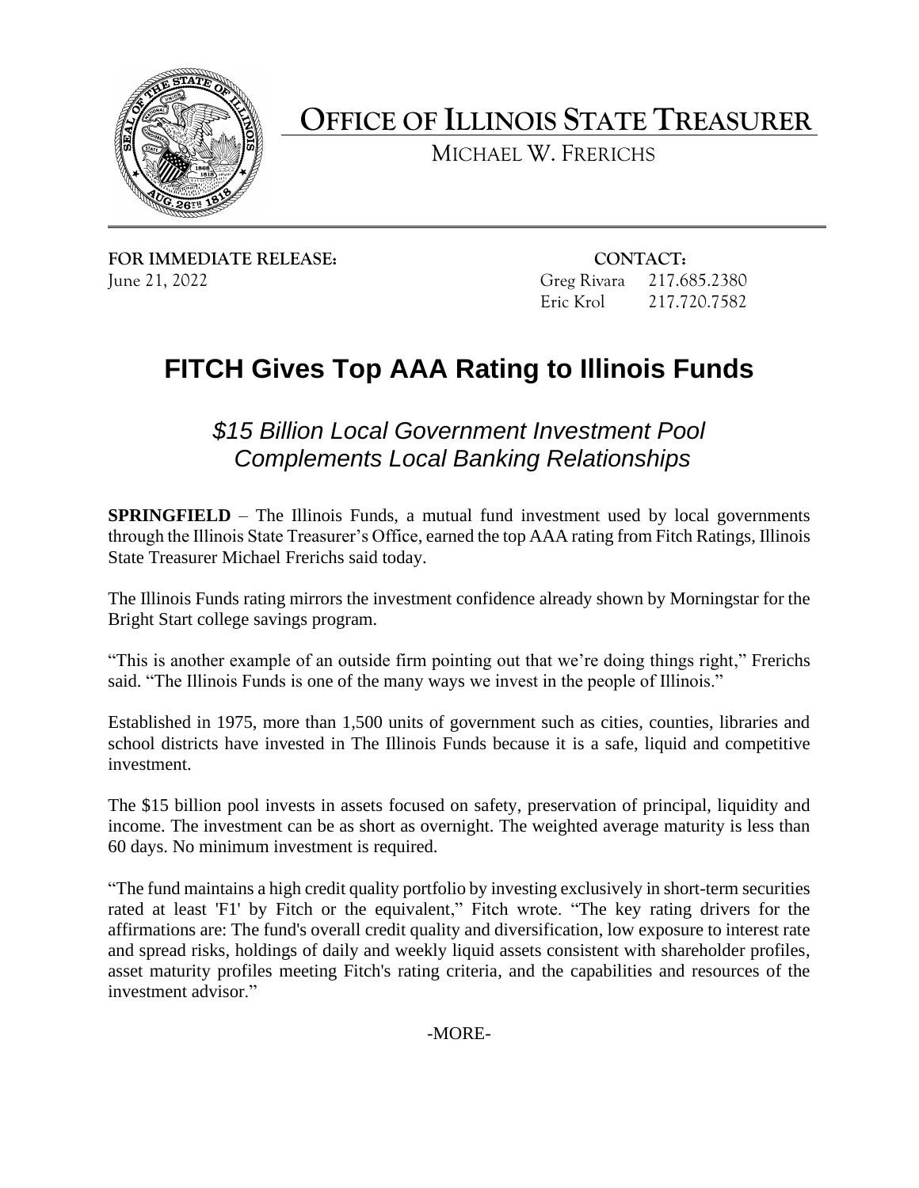# OFFICE OF ILLINOIS STATE TREASURER

MICHAEL W. FRERICHS

**FOR IMMEDIATE RELEASE:**
June 21, 2022

**CONTACT:**
Greg Rivara 217.685.2380
Eric Krol 217.720.7582

# FITCH Gives Top AAA Rating to Illinois Funds

## *$15 Billion Local Government Investment Pool Complements Local Banking Relationships*

**SPRINGFIELD** – The Illinois Funds, a mutual fund investment used by local governments through the Illinois State Treasurer's Office, earned the top AAA rating from Fitch Ratings, Illinois State Treasurer Michael Frerichs said today.

The Illinois Funds rating mirrors the investment confidence already shown by Morningstar for the Bright Start college savings program.

"This is another example of an outside firm pointing out that we're doing things right," Frerichs said. "The Illinois Funds is one of the many ways we invest in the people of Illinois."

Established in 1975, more than 1,500 units of government such as cities, counties, libraries and school districts have invested in The Illinois Funds because it is a safe, liquid and competitive investment.

The $15 billion pool invests in assets focused on safety, preservation of principal, liquidity and income. The investment can be as short as overnight. The weighted average maturity is less than 60 days. No minimum investment is required.

"The fund maintains a high credit quality portfolio by investing exclusively in short-term securities rated at least 'F1' by Fitch or the equivalent," Fitch wrote. "The key rating drivers for the affirmations are: The fund's overall credit quality and diversification, low exposure to interest rate and spread risks, holdings of daily and weekly liquid assets consistent with shareholder profiles, asset maturity profiles meeting Fitch's rating criteria, and the capabilities and resources of the investment advisor."

-MORE-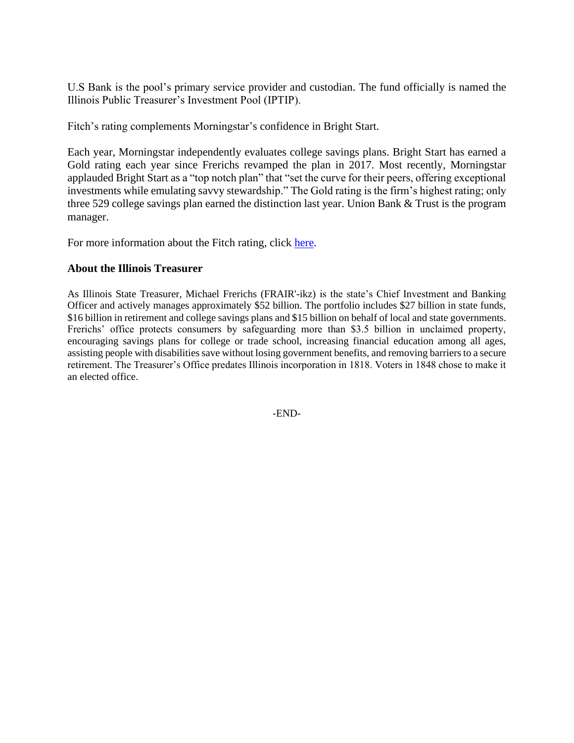U.S Bank is the pool's primary service provider and custodian. The fund officially is named the Illinois Public Treasurer's Investment Pool (IPTIP).

Fitch's rating complements Morningstar's confidence in Bright Start.

Each year, Morningstar independently evaluates college savings plans. Bright Start has earned a Gold rating each year since Frerichs revamped the plan in 2017. Most recently, Morningstar applauded Bright Start as a "top notch plan" that "set the curve for their peers, offering exceptional investments while emulating savvy stewardship." The Gold rating is the firm's highest rating; only three 529 college savings plan earned the distinction last year. Union Bank & Trust is the program manager.

For more information about the Fitch rating, click here.

**About the Illinois Treasurer**

As Illinois State Treasurer, Michael Frerichs (FRAIR'-ikz) is the state's Chief Investment and Banking Officer and actively manages approximately $52 billion. The portfolio includes $27 billion in state funds, $16 billion in retirement and college savings plans and $15 billion on behalf of local and state governments. Frerichs' office protects consumers by safeguarding more than $3.5 billion in unclaimed property, encouraging savings plans for college or trade school, increasing financial education among all ages, assisting people with disabilities save without losing government benefits, and removing barriers to a secure retirement. The Treasurer's Office predates Illinois incorporation in 1818. Voters in 1848 chose to make it an elected office.

-END-